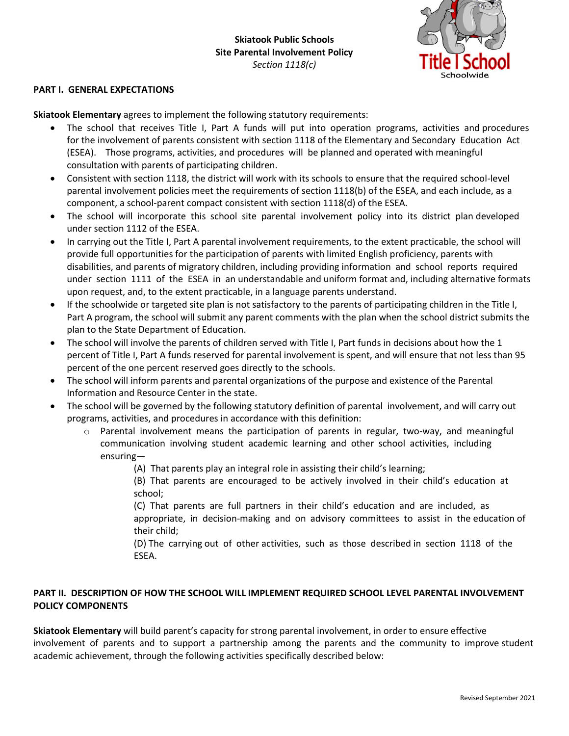**Skiatook Public Schools**
**Site Parental Involvement Policy**
*Section 1118(c)*

Title I School
Schoolwide

## PART I. GENERAL EXPECTATIONS

**Skiatook Elementary** agrees to implement the following statutory requirements:

- The school that receives Title I, Part A funds will put into operation programs, activities and procedures for the involvement of parents consistent with section 1118 of the Elementary and Secondary Education Act (ESEA). Those programs, activities, and procedures will be planned and operated with meaningful consultation with parents of participating children.
- Consistent with section 1118, the district will work with its schools to ensure that the required school-level parental involvement policies meet the requirements of section 1118(b) of the ESEA, and each include, as a component, a school-parent compact consistent with section 1118(d) of the ESEA.
- The school will incorporate this school site parental involvement policy into its district plan developed under section 1112 of the ESEA.
- In carrying out the Title I, Part A parental involvement requirements, to the extent practicable, the school will provide full opportunities for the participation of parents with limited English proficiency, parents with disabilities, and parents of migratory children, including providing information and school reports required under section 1111 of the ESEA in an understandable and uniform format and, including alternative formats upon request, and, to the extent practicable, in a language parents understand.
- If the schoolwide or targeted site plan is not satisfactory to the parents of participating children in the Title I, Part A program, the school will submit any parent comments with the plan when the school district submits the plan to the State Department of Education.
- The school will involve the parents of children served with Title I, Part funds in decisions about how the 1 percent of Title I, Part A funds reserved for parental involvement is spent, and will ensure that not less than 95 percent of the one percent reserved goes directly to the schools.
- The school will inform parents and parental organizations of the purpose and existence of the Parental Information and Resource Center in the state.
- The school will be governed by the following statutory definition of parental involvement, and will carry out programs, activities, and procedures in accordance with this definition:
  - Parental involvement means the participation of parents in regular, two-way, and meaningful communication involving student academic learning and other school activities, including ensuring—

    (A) That parents play an integral role in assisting their child's learning;

    (B) That parents are encouraged to be actively involved in their child's education at school;

    (C) That parents are full partners in their child's education and are included, as appropriate, in decision-making and on advisory committees to assist in the education of their child;

    (D) The carrying out of other activities, such as those described in section 1118 of the ESEA.

## PART II. DESCRIPTION OF HOW THE SCHOOL WILL IMPLEMENT REQUIRED SCHOOL LEVEL PARENTAL INVOLVEMENT POLICY COMPONENTS

**Skiatook Elementary** will build parent's capacity for strong parental involvement, in order to ensure effective involvement of parents and to support a partnership among the parents and the community to improve student academic achievement, through the following activities specifically described below: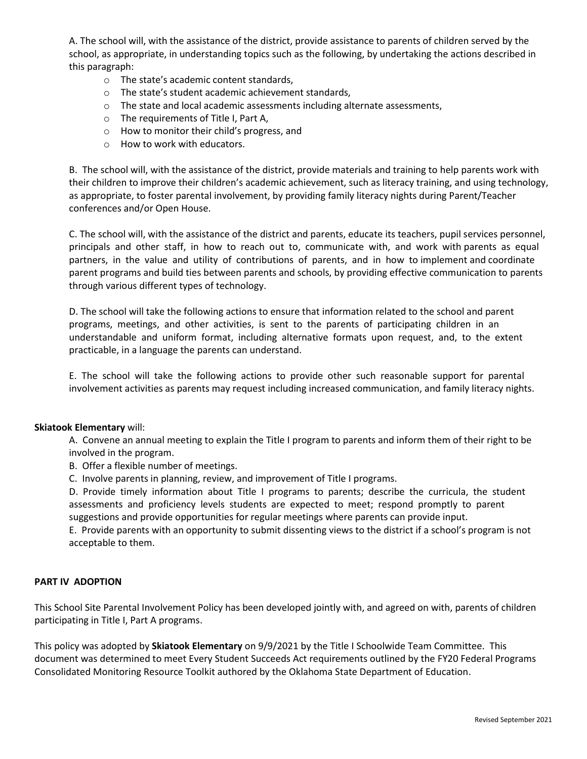A. The school will, with the assistance of the district, provide assistance to parents of children served by the school, as appropriate, in understanding topics such as the following, by undertaking the actions described in this paragraph:

- The state's academic content standards,
- The state's student academic achievement standards,
- The state and local academic assessments including alternate assessments,
- The requirements of Title I, Part A,
- How to monitor their child's progress, and
- How to work with educators.

B. The school will, with the assistance of the district, provide materials and training to help parents work with their children to improve their children's academic achievement, such as literacy training, and using technology, as appropriate, to foster parental involvement, by providing family literacy nights during Parent/Teacher conferences and/or Open House.

C. The school will, with the assistance of the district and parents, educate its teachers, pupil services personnel, principals and other staff, in how to reach out to, communicate with, and work with parents as equal partners, in the value and utility of contributions of parents, and in how to implement and coordinate parent programs and build ties between parents and schools, by providing effective communication to parents through various different types of technology.

D. The school will take the following actions to ensure that information related to the school and parent programs, meetings, and other activities, is sent to the parents of participating children in an understandable and uniform format, including alternative formats upon request, and, to the extent practicable, in a language the parents can understand.

E. The school will take the following actions to provide other such reasonable support for parental involvement activities as parents may request including increased communication, and family literacy nights.

**Skiatook Elementary** will:

A. Convene an annual meeting to explain the Title I program to parents and inform them of their right to be involved in the program.
B. Offer a flexible number of meetings.
C. Involve parents in planning, review, and improvement of Title I programs.
D. Provide timely information about Title I programs to parents; describe the curricula, the student assessments and proficiency levels students are expected to meet; respond promptly to parent suggestions and provide opportunities for regular meetings where parents can provide input.
E. Provide parents with an opportunity to submit dissenting views to the district if a school's program is not acceptable to them.

**PART IV ADOPTION**

This School Site Parental Involvement Policy has been developed jointly with, and agreed on with, parents of children participating in Title I, Part A programs.

This policy was adopted by **Skiatook Elementary** on 9/9/2021 by the Title I Schoolwide Team Committee. This document was determined to meet Every Student Succeeds Act requirements outlined by the FY20 Federal Programs Consolidated Monitoring Resource Toolkit authored by the Oklahoma State Department of Education.

Revised September 2021